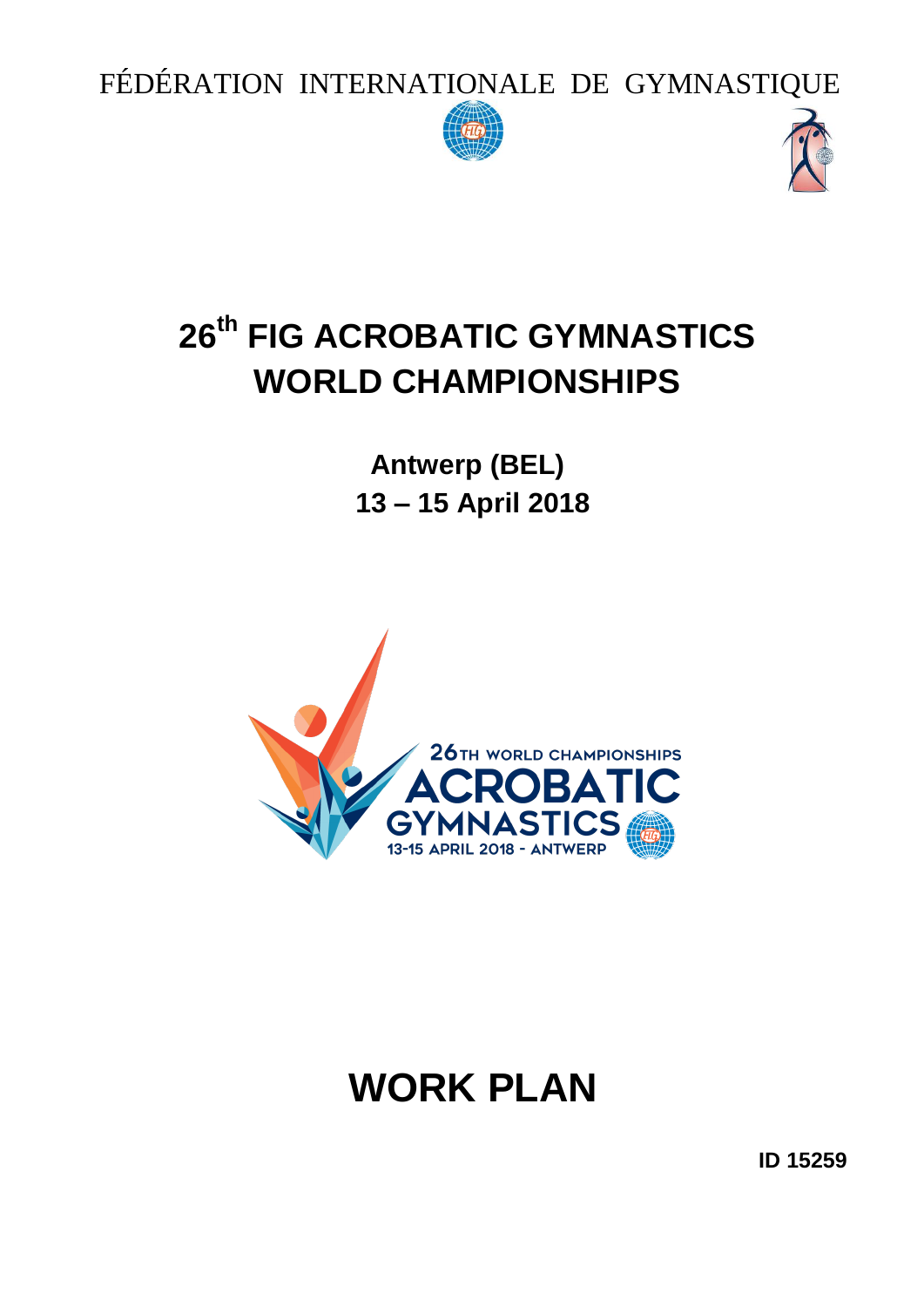FÉDÉRATION INTERNATIONALE DE GYMNASTIQUE

# 26th FIG ACROBATIC GYMNASTICS WORLD CHAMPIONSHIPS

**Antwerp (BEL)**
**13 – 15 April 2018**

# WORK PLAN

**ID 15259**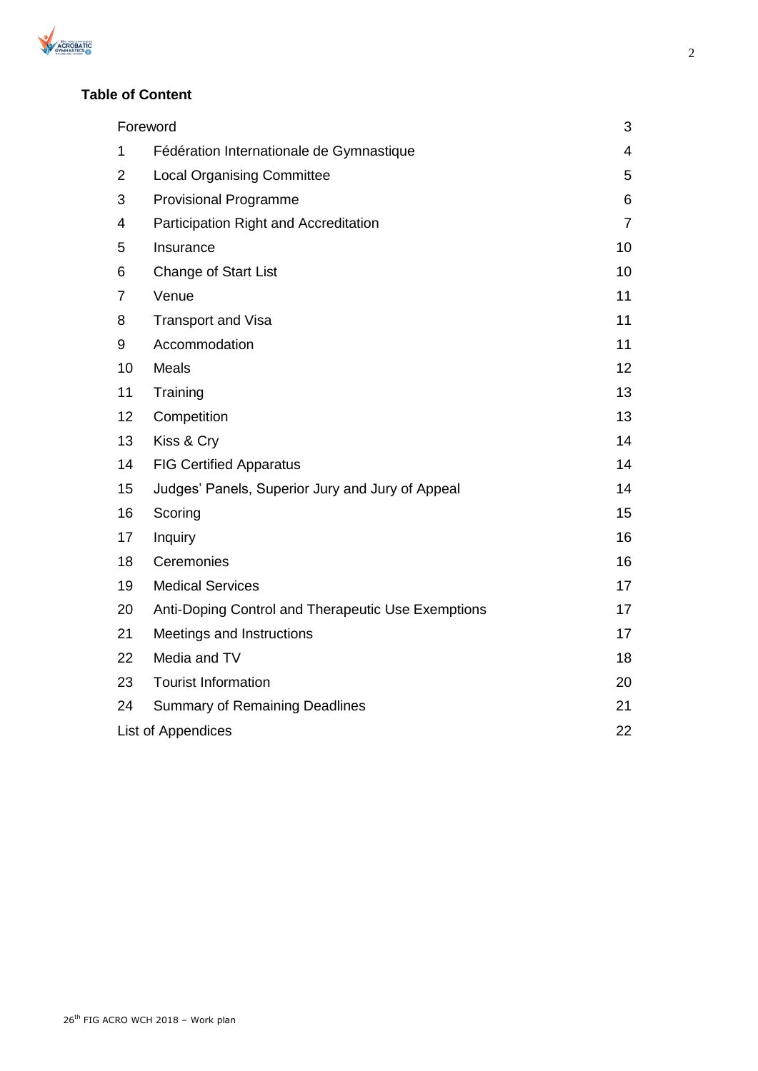## Table of Content

| | | |
|---|---|---|
| Foreword | | 3 |
| 1 | Fédération Internationale de Gymnastique | 4 |
| 2 | Local Organising Committee | 5 |
| 3 | Provisional Programme | 6 |
| 4 | Participation Right and Accreditation | 7 |
| 5 | Insurance | 10 |
| 6 | Change of Start List | 10 |
| 7 | Venue | 11 |
| 8 | Transport and Visa | 11 |
| 9 | Accommodation | 11 |
| 10 | Meals | 12 |
| 11 | Training | 13 |
| 12 | Competition | 13 |
| 13 | Kiss & Cry | 14 |
| 14 | FIG Certified Apparatus | 14 |
| 15 | Judges' Panels, Superior Jury and Jury of Appeal | 14 |
| 16 | Scoring | 15 |
| 17 | Inquiry | 16 |
| 18 | Ceremonies | 16 |
| 19 | Medical Services | 17 |
| 20 | Anti-Doping Control and Therapeutic Use Exemptions | 17 |
| 21 | Meetings and Instructions | 17 |
| 22 | Media and TV | 18 |
| 23 | Tourist Information | 20 |
| 24 | Summary of Remaining Deadlines | 21 |
| List of Appendices | | 22 |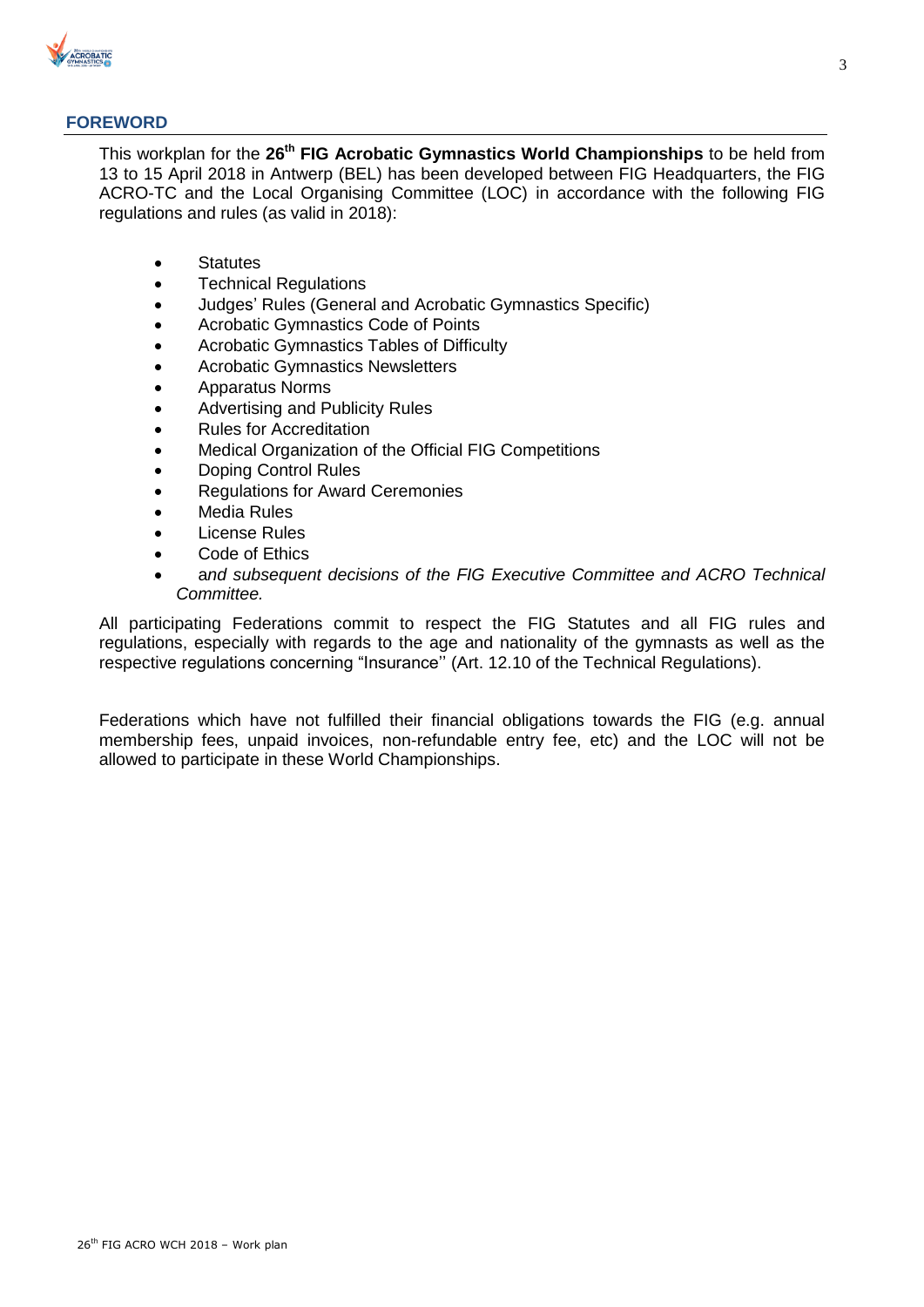## FOREWORD

This workplan for the **26th FIG Acrobatic Gymnastics World Championships** to be held from 13 to 15 April 2018 in Antwerp (BEL) has been developed between FIG Headquarters, the FIG ACRO-TC and the Local Organising Committee (LOC) in accordance with the following FIG regulations and rules (as valid in 2018):

- Statutes
- Technical Regulations
- Judges' Rules (General and Acrobatic Gymnastics Specific)
- Acrobatic Gymnastics Code of Points
- Acrobatic Gymnastics Tables of Difficulty
- Acrobatic Gymnastics Newsletters
- Apparatus Norms
- Advertising and Publicity Rules
- Rules for Accreditation
- Medical Organization of the Official FIG Competitions
- Doping Control Rules
- Regulations for Award Ceremonies
- Media Rules
- License Rules
- Code of Ethics
- *and subsequent decisions of the FIG Executive Committee and ACRO Technical Committee.*

All participating Federations commit to respect the FIG Statutes and all FIG rules and regulations, especially with regards to the age and nationality of the gymnasts as well as the respective regulations concerning "Insurance'' (Art. 12.10 of the Technical Regulations).

Federations which have not fulfilled their financial obligations towards the FIG (e.g. annual membership fees, unpaid invoices, non-refundable entry fee, etc) and the LOC will not be allowed to participate in these World Championships.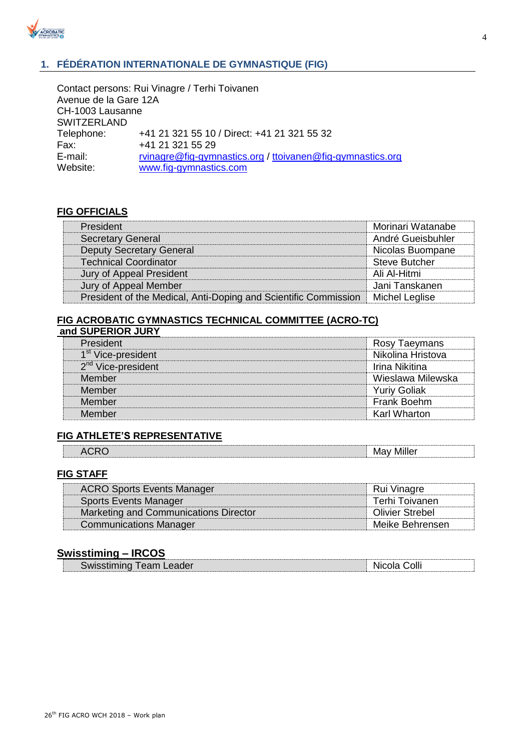## 1. FÉDÉRATION INTERNATIONALE DE GYMNASTIQUE (FIG)

Contact persons: Rui Vinagre / Terhi Toivanen
Avenue de la Gare 12A
CH-1003 Lausanne
SWITZERLAND

Telephone: +41 21 321 55 10 / Direct: +41 21 321 55 32
Fax: +41 21 321 55 29
E-mail: rvinagre@fig-gymnastics.org / ttoivanen@fig-gymnastics.org
Website: www.fig-gymnastics.com

**FIG OFFICIALS**

| | |
|---|---|
| President | Morinari Watanabe |
| Secretary General | André Gueisbuhler |
| Deputy Secretary General | Nicolas Buompane |
| Technical Coordinator | Steve Butcher |
| Jury of Appeal President | Ali Al-Hitmi |
| Jury of Appeal Member | Jani Tanskanen |
| President of the Medical, Anti-Doping and Scientific Commission | Michel Leglise |

**FIG ACROBATIC GYMNASTICS TECHNICAL COMMITTEE (ACRO-TC) and SUPERIOR JURY**

| | |
|---|---|
| President | Rosy Taeymans |
| 1st Vice-president | Nikolina Hristova |
| 2nd Vice-president | Irina Nikitina |
| Member | Wieslawa Milewska |
| Member | Yuriy Goliak |
| Member | Frank Boehm |
| Member | Karl Wharton |

**FIG ATHLETE'S REPRESENTATIVE**

| | |
|---|---|
| ACRO | May Miller |

**FIG STAFF**

| | |
|---|---|
| ACRO Sports Events Manager | Rui Vinagre |
| Sports Events Manager | Terhi Toivanen |
| Marketing and Communications Director | Olivier Strebel |
| Communications Manager | Meike Behrensen |

**Swisstiming – IRCOS**

| | |
|---|---|
| Swisstiming Team Leader | Nicola Colli |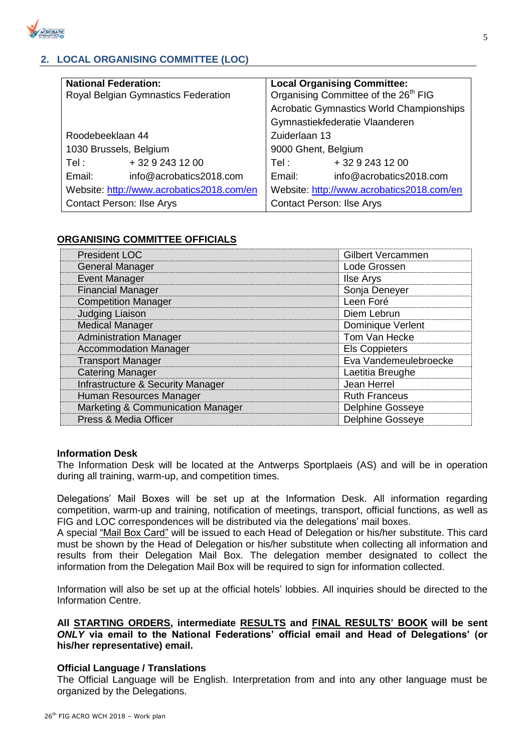## 2. LOCAL ORGANISING COMMITTEE (LOC)

| **National Federation:** | **Local Organising Committee:** |
|---|---|
| Royal Belgian Gymnastics Federation | Organising Committee of the 26th FIG Acrobatic Gymnastics World Championships |
| | Gymnastiekfederatie Vlaanderen |
| Roodebeeklaan 44 | Zuiderlaan 13 |
| 1030 Brussels, Belgium | 9000 Ghent, Belgium |
| Tel : + 32 9 243 12 00 | Tel : + 32 9 243 12 00 |
| Email: info@acrobatics2018.com | Email: info@acrobatics2018.com |
| Website: http://www.acrobatics2018.com/en | Website: http://www.acrobatics2018.com/en |
| Contact Person: Ilse Arys | Contact Person: Ilse Arys |

### ORGANISING COMMITTEE OFFICIALS

| | |
|---|---|
| President LOC | Gilbert Vercammen |
| General Manager | Lode Grossen |
| Event Manager | Ilse Arys |
| Financial Manager | Sonja Deneyer |
| Competition Manager | Leen Foré |
| Judging Liaison | Diem Lebrun |
| Medical Manager | Dominique Verlent |
| Administration Manager | Tom Van Hecke |
| Accommodation Manager | Els Coppieters |
| Transport Manager | Eva Vandemeulebroecke |
| Catering Manager | Laetitia Breughe |
| Infrastructure & Security Manager | Jean Herrel |
| Human Resources Manager | Ruth Franceus |
| Marketing & Communication Manager | Delphine Gosseye |
| Press & Media Officer | Delphine Gosseye |

**Information Desk**

The Information Desk will be located at the Antwerps Sportplaeis (AS) and will be in operation during all training, warm-up, and competition times.

Delegations' Mail Boxes will be set up at the Information Desk. All information regarding competition, warm-up and training, notification of meetings, transport, official functions, as well as FIG and LOC correspondences will be distributed via the delegations' mail boxes.

A special "Mail Box Card" will be issued to each Head of Delegation or his/her substitute. This card must be shown by the Head of Delegation or his/her substitute when collecting all information and results from their Delegation Mail Box. The delegation member designated to collect the information from the Delegation Mail Box will be required to sign for information collected.

Information will also be set up at the official hotels' lobbies. All inquiries should be directed to the Information Centre.

**All STARTING ORDERS, intermediate RESULTS and FINAL RESULTS' BOOK will be sent *ONLY* via email to the National Federations' official email and Head of Delegations' (or his/her representative) email.**

**Official Language / Translations**

The Official Language will be English. Interpretation from and into any other language must be organized by the Delegations.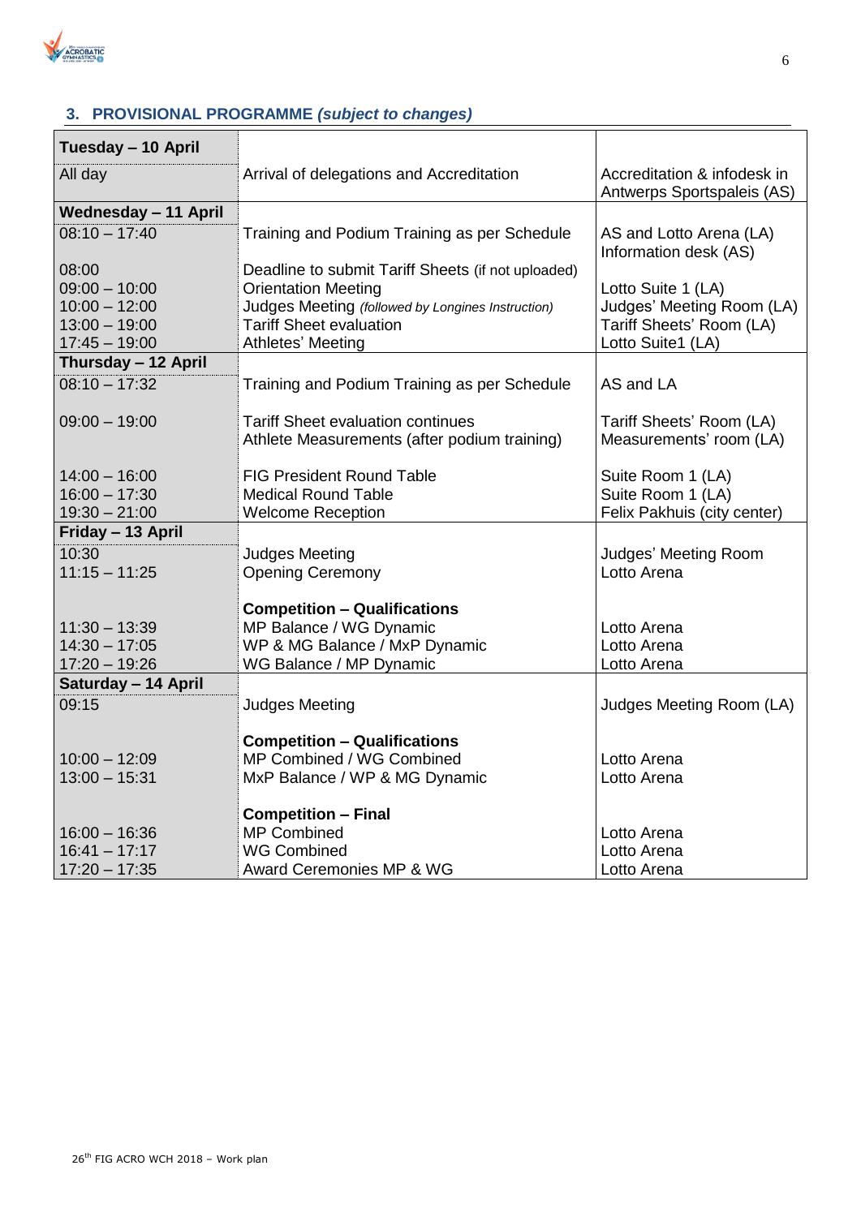## 3. PROVISIONAL PROGRAMME *(subject to changes)*

| | | |
|---|---|---|
| **Tuesday – 10 April** | | |
| All day | Arrival of delegations and Accreditation | Accreditation & infodesk in Antwerps Sportspaleis (AS) |
| **Wednesday – 11 April** | | |
| 08:10 – 17:40 | Training and Podium Training as per Schedule | AS and Lotto Arena (LA) Information desk (AS) |
| 08:00 | Deadline to submit Tariff Sheets (if not uploaded) | |
| 09:00 – 10:00 | Orientation Meeting | Lotto Suite 1 (LA) |
| 10:00 – 12:00 | Judges Meeting *(followed by Longines Instruction)* | Judges' Meeting Room (LA) |
| 13:00 – 19:00 | Tariff Sheet evaluation | Tariff Sheets' Room (LA) |
| 17:45 – 19:00 | Athletes' Meeting | Lotto Suite1 (LA) |
| **Thursday – 12 April** | | |
| 08:10 – 17:32 | Training and Podium Training as per Schedule | AS and LA |
| 09:00 – 19:00 | Tariff Sheet evaluation continues | Tariff Sheets' Room (LA) |
| | Athlete Measurements (after podium training) | Measurements' room (LA) |
| 14:00 – 16:00 | FIG President Round Table | Suite Room 1 (LA) |
| 16:00 – 17:30 | Medical Round Table | Suite Room 1 (LA) |
| 19:30 – 21:00 | Welcome Reception | Felix Pakhuis (city center) |
| **Friday – 13 April** | | |
| 10:30 | Judges Meeting | Judges' Meeting Room |
| 11:15 – 11:25 | Opening Ceremony | Lotto Arena |
| | **Competition – Qualifications** | |
| 11:30 – 13:39 | MP Balance / WG Dynamic | Lotto Arena |
| 14:30 – 17:05 | WP & MG Balance / MxP Dynamic | Lotto Arena |
| 17:20 – 19:26 | WG Balance / MP Dynamic | Lotto Arena |
| **Saturday – 14 April** | | |
| 09:15 | Judges Meeting | Judges Meeting Room (LA) |
| | **Competition – Qualifications** | |
| 10:00 – 12:09 | MP Combined / WG Combined | Lotto Arena |
| 13:00 – 15:31 | MxP Balance / WP & MG Dynamic | Lotto Arena |
| | **Competition – Final** | |
| 16:00 – 16:36 | MP Combined | Lotto Arena |
| 16:41 – 17:17 | WG Combined | Lotto Arena |
| 17:20 – 17:35 | Award Ceremonies MP & WG | Lotto Arena |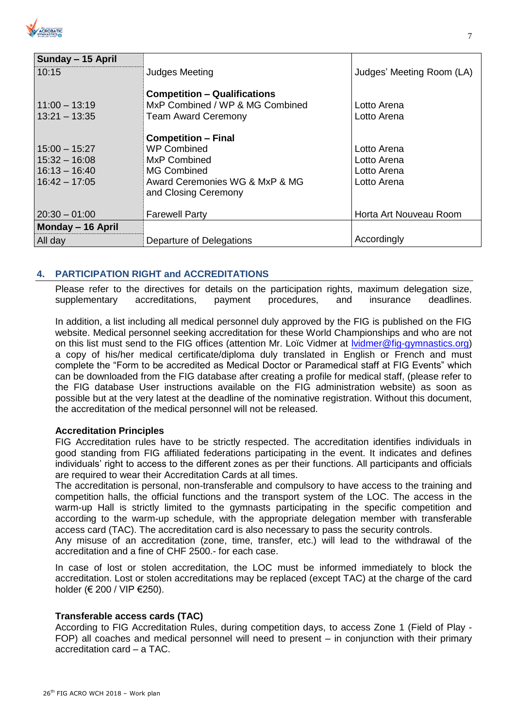| Sunday – 15 April | | |
|---|---|---|
| 10:15 | Judges Meeting | Judges' Meeting Room (LA) |
| | **Competition – Qualifications** | |
| 11:00 – 13:19 | MxP Combined / WP & MG Combined | Lotto Arena |
| 13:21 – 13:35 | Team Award Ceremony | Lotto Arena |
| | **Competition – Final** | |
| 15:00 – 15:27 | WP Combined | Lotto Arena |
| 15:32 – 16:08 | MxP Combined | Lotto Arena |
| 16:13 – 16:40 | MG Combined | Lotto Arena |
| 16:42 – 17:05 | Award Ceremonies WG & MxP & MG and Closing Ceremony | Lotto Arena |
| 20:30 – 01:00 | Farewell Party | Horta Art Nouveau Room |
| **Monday – 16 April** | | |
| All day | Departure of Delegations | Accordingly |

## 4. PARTICIPATION RIGHT and ACCREDITATIONS

Please refer to the directives for details on the participation rights, maximum delegation size, supplementary accreditations, payment procedures, and insurance deadlines.

In addition, a list including all medical personnel duly approved by the FIG is published on the FIG website. Medical personnel seeking accreditation for these World Championships and who are not on this list must send to the FIG offices (attention Mr. Loïc Vidmer at lvidmer@fig-gymnastics.org) a copy of his/her medical certificate/diploma duly translated in English or French and must complete the "Form to be accredited as Medical Doctor or Paramedical staff at FIG Events" which can be downloaded from the FIG database after creating a profile for medical staff, (please refer to the FIG database User instructions available on the FIG administration website) as soon as possible but at the very latest at the deadline of the nominative registration. Without this document, the accreditation of the medical personnel will not be released.

**Accreditation Principles**

FIG Accreditation rules have to be strictly respected. The accreditation identifies individuals in good standing from FIG affiliated federations participating in the event. It indicates and defines individuals' right to access to the different zones as per their functions. All participants and officials are required to wear their Accreditation Cards at all times.

The accreditation is personal, non-transferable and compulsory to have access to the training and competition halls, the official functions and the transport system of the LOC. The access in the warm-up Hall is strictly limited to the gymnasts participating in the specific competition and according to the warm-up schedule, with the appropriate delegation member with transferable access card (TAC). The accreditation card is also necessary to pass the security controls.

Any misuse of an accreditation (zone, time, transfer, etc.) will lead to the withdrawal of the accreditation and a fine of CHF 2500.- for each case.

In case of lost or stolen accreditation, the LOC must be informed immediately to block the accreditation. Lost or stolen accreditations may be replaced (except TAC) at the charge of the card holder (€ 200 / VIP €250).

**Transferable access cards (TAC)**

According to FIG Accreditation Rules, during competition days, to access Zone 1 (Field of Play - FOP) all coaches and medical personnel will need to present – in conjunction with their primary accreditation card – a TAC.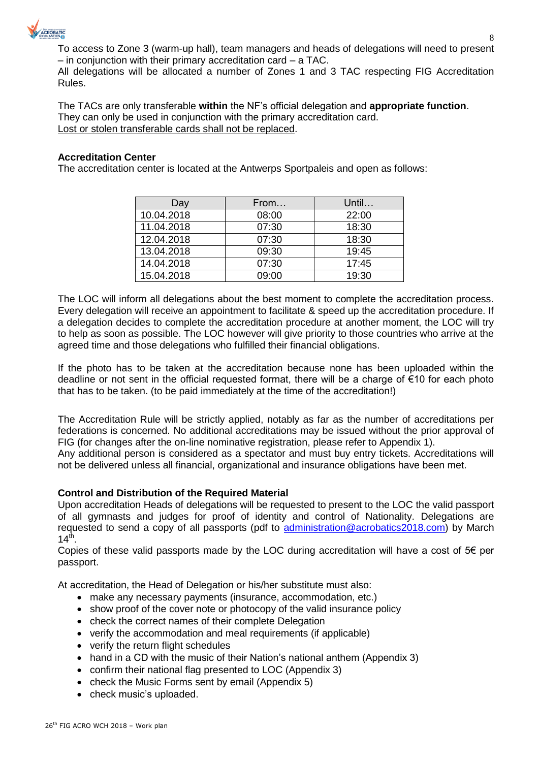To access to Zone 3 (warm-up hall), team managers and heads of delegations will need to present – in conjunction with their primary accreditation card – a TAC.
All delegations will be allocated a number of Zones 1 and 3 TAC respecting FIG Accreditation Rules.

The TACs are only transferable **within** the NF's official delegation and **appropriate function**. They can only be used in conjunction with the primary accreditation card.
Lost or stolen transferable cards shall not be replaced.

**Accreditation Center**

The accreditation center is located at the Antwerps Sportpaleis and open as follows:

| Day | From… | Until… |
|---|---|---|
| 10.04.2018 | 08:00 | 22:00 |
| 11.04.2018 | 07:30 | 18:30 |
| 12.04.2018 | 07:30 | 18:30 |
| 13.04.2018 | 09:30 | 19:45 |
| 14.04.2018 | 07:30 | 17:45 |
| 15.04.2018 | 09:00 | 19:30 |

The LOC will inform all delegations about the best moment to complete the accreditation process. Every delegation will receive an appointment to facilitate & speed up the accreditation procedure. If a delegation decides to complete the accreditation procedure at another moment, the LOC will try to help as soon as possible. The LOC however will give priority to those countries who arrive at the agreed time and those delegations who fulfilled their financial obligations.

If the photo has to be taken at the accreditation because none has been uploaded within the deadline or not sent in the official requested format, there will be a charge of €10 for each photo that has to be taken. (to be paid immediately at the time of the accreditation!)

The Accreditation Rule will be strictly applied, notably as far as the number of accreditations per federations is concerned. No additional accreditations may be issued without the prior approval of FIG (for changes after the on-line nominative registration, please refer to Appendix 1).
Any additional person is considered as a spectator and must buy entry tickets. Accreditations will not be delivered unless all financial, organizational and insurance obligations have been met.

**Control and Distribution of the Required Material**

Upon accreditation Heads of delegations will be requested to present to the LOC the valid passport of all gymnasts and judges for proof of identity and control of Nationality. Delegations are requested to send a copy of all passports (pdf to administration@acrobatics2018.com) by March 14th.
Copies of these valid passports made by the LOC during accreditation will have a cost of 5€ per passport.

At accreditation, the Head of Delegation or his/her substitute must also:

- make any necessary payments (insurance, accommodation, etc.)
- show proof of the cover note or photocopy of the valid insurance policy
- check the correct names of their complete Delegation
- verify the accommodation and meal requirements (if applicable)
- verify the return flight schedules
- hand in a CD with the music of their Nation's national anthem (Appendix 3)
- confirm their national flag presented to LOC (Appendix 3)
- check the Music Forms sent by email (Appendix 5)
- check music's uploaded.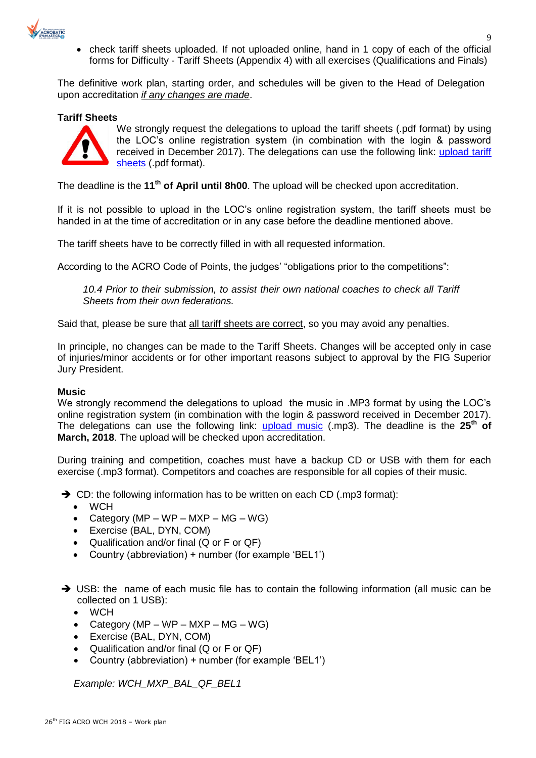- check tariff sheets uploaded. If not uploaded online, hand in 1 copy of each of the official forms for Difficulty - Tariff Sheets (Appendix 4) with all exercises (Qualifications and Finals)

The definitive work plan, starting order, and schedules will be given to the Head of Delegation upon accreditation *if any changes are made*.

**Tariff Sheets**

We strongly request the delegations to upload the tariff sheets (.pdf format) by using the LOC's online registration system (in combination with the login & password received in December 2017). The delegations can use the following link: upload tariff sheets (.pdf format).

The deadline is the **11th of April until 8h00**. The upload will be checked upon accreditation.

If it is not possible to upload in the LOC's online registration system, the tariff sheets must be handed in at the time of accreditation or in any case before the deadline mentioned above.

The tariff sheets have to be correctly filled in with all requested information.

According to the ACRO Code of Points, the judges' "obligations prior to the competitions":

> *10.4 Prior to their submission, to assist their own national coaches to check all Tariff Sheets from their own federations.*

Said that, please be sure that all tariff sheets are correct, so you may avoid any penalties.

In principle, no changes can be made to the Tariff Sheets. Changes will be accepted only in case of injuries/minor accidents or for other important reasons subject to approval by the FIG Superior Jury President.

**Music**

We strongly recommend the delegations to upload the music in .MP3 format by using the LOC's online registration system (in combination with the login & password received in December 2017). The delegations can use the following link: upload music (.mp3). The deadline is the **25th of March, 2018**. The upload will be checked upon accreditation.

During training and competition, coaches must have a backup CD or USB with them for each exercise (.mp3 format). Competitors and coaches are responsible for all copies of their music.

➔ CD: the following information has to be written on each CD (.mp3 format):

- WCH
- Category (MP – WP – MXP – MG – WG)
- Exercise (BAL, DYN, COM)
- Qualification and/or final (Q or F or QF)
- Country (abbreviation) + number (for example 'BEL1')

➔ USB: the name of each music file has to contain the following information (all music can be collected on 1 USB):

- WCH
- Category (MP – WP – MXP – MG – WG)
- Exercise (BAL, DYN, COM)
- Qualification and/or final (Q or F or QF)
- Country (abbreviation) + number (for example 'BEL1')

*Example: WCH_MXP_BAL_QF_BEL1*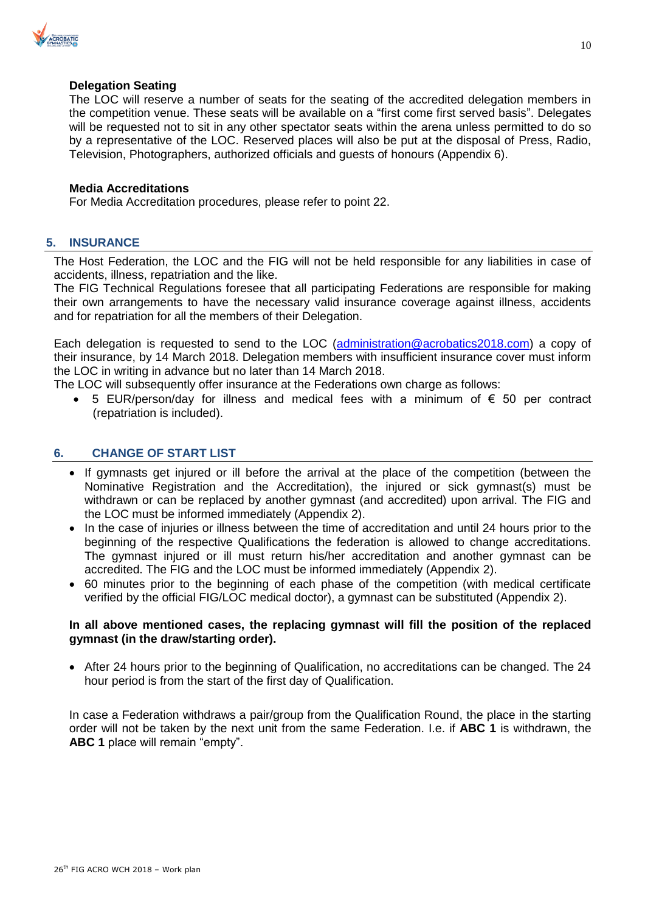**Delegation Seating**

The LOC will reserve a number of seats for the seating of the accredited delegation members in the competition venue. These seats will be available on a "first come first served basis". Delegates will be requested not to sit in any other spectator seats within the arena unless permitted to do so by a representative of the LOC. Reserved places will also be put at the disposal of Press, Radio, Television, Photographers, authorized officials and guests of honours (Appendix 6).

**Media Accreditations**

For Media Accreditation procedures, please refer to point 22.

## 5. INSURANCE

The Host Federation, the LOC and the FIG will not be held responsible for any liabilities in case of accidents, illness, repatriation and the like.
The FIG Technical Regulations foresee that all participating Federations are responsible for making their own arrangements to have the necessary valid insurance coverage against illness, accidents and for repatriation for all the members of their Delegation.

Each delegation is requested to send to the LOC (administration@acrobatics2018.com) a copy of their insurance, by 14 March 2018. Delegation members with insufficient insurance cover must inform the LOC in writing in advance but no later than 14 March 2018.
The LOC will subsequently offer insurance at the Federations own charge as follows:

- 5 EUR/person/day for illness and medical fees with a minimum of € 50 per contract (repatriation is included).

## 6. CHANGE OF START LIST

- If gymnasts get injured or ill before the arrival at the place of the competition (between the Nominative Registration and the Accreditation), the injured or sick gymnast(s) must be withdrawn or can be replaced by another gymnast (and accredited) upon arrival. The FIG and the LOC must be informed immediately (Appendix 2).
- In the case of injuries or illness between the time of accreditation and until 24 hours prior to the beginning of the respective Qualifications the federation is allowed to change accreditations. The gymnast injured or ill must return his/her accreditation and another gymnast can be accredited. The FIG and the LOC must be informed immediately (Appendix 2).
- 60 minutes prior to the beginning of each phase of the competition (with medical certificate verified by the official FIG/LOC medical doctor), a gymnast can be substituted (Appendix 2).

**In all above mentioned cases, the replacing gymnast will fill the position of the replaced gymnast (in the draw/starting order).**

- After 24 hours prior to the beginning of Qualification, no accreditations can be changed. The 24 hour period is from the start of the first day of Qualification.

In case a Federation withdraws a pair/group from the Qualification Round, the place in the starting order will not be taken by the next unit from the same Federation. I.e. if **ABC 1** is withdrawn, the **ABC 1** place will remain "empty".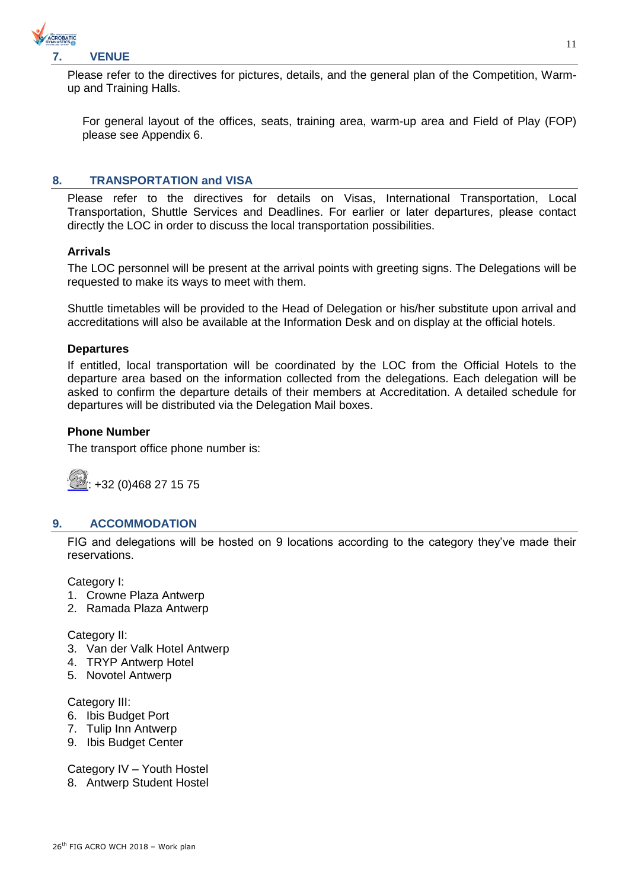## 7. VENUE

Please refer to the directives for pictures, details, and the general plan of the Competition, Warm-up and Training Halls.

For general layout of the offices, seats, training area, warm-up area and Field of Play (FOP) please see Appendix 6.

## 8. TRANSPORTATION and VISA

Please refer to the directives for details on Visas, International Transportation, Local Transportation, Shuttle Services and Deadlines. For earlier or later departures, please contact directly the LOC in order to discuss the local transportation possibilities.

### Arrivals

The LOC personnel will be present at the arrival points with greeting signs. The Delegations will be requested to make its ways to meet with them.

Shuttle timetables will be provided to the Head of Delegation or his/her substitute upon arrival and accreditations will also be available at the Information Desk and on display at the official hotels.

### Departures

If entitled, local transportation will be coordinated by the LOC from the Official Hotels to the departure area based on the information collected from the delegations. Each delegation will be asked to confirm the departure details of their members at Accreditation. A detailed schedule for departures will be distributed via the Delegation Mail boxes.

### Phone Number

The transport office phone number is:

: +32 (0)468 27 15 75

## 9. ACCOMMODATION

FIG and delegations will be hosted on 9 locations according to the category they've made their reservations.

Category I:

1. Crowne Plaza Antwerp
2. Ramada Plaza Antwerp

Category II:

3. Van der Valk Hotel Antwerp
4. TRYP Antwerp Hotel
5. Novotel Antwerp

Category III:

6. Ibis Budget Port
7. Tulip Inn Antwerp
9. Ibis Budget Center

Category IV – Youth Hostel

8. Antwerp Student Hostel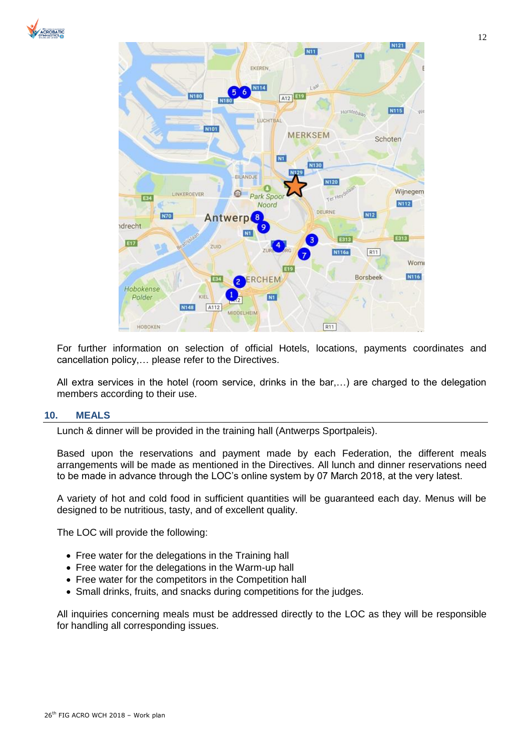For further information on selection of official Hotels, locations, payments coordinates and cancellation policy,… please refer to the Directives.

All extra services in the hotel (room service, drinks in the bar,…) are charged to the delegation members according to their use.

## 10. MEALS

Lunch & dinner will be provided in the training hall (Antwerps Sportpaleis).

Based upon the reservations and payment made by each Federation, the different meals arrangements will be made as mentioned in the Directives. All lunch and dinner reservations need to be made in advance through the LOC's online system by 07 March 2018, at the very latest.

A variety of hot and cold food in sufficient quantities will be guaranteed each day. Menus will be designed to be nutritious, tasty, and of excellent quality.

The LOC will provide the following:

- Free water for the delegations in the Training hall
- Free water for the delegations in the Warm-up hall
- Free water for the competitors in the Competition hall
- Small drinks, fruits, and snacks during competitions for the judges.

All inquiries concerning meals must be addressed directly to the LOC as they will be responsible for handling all corresponding issues.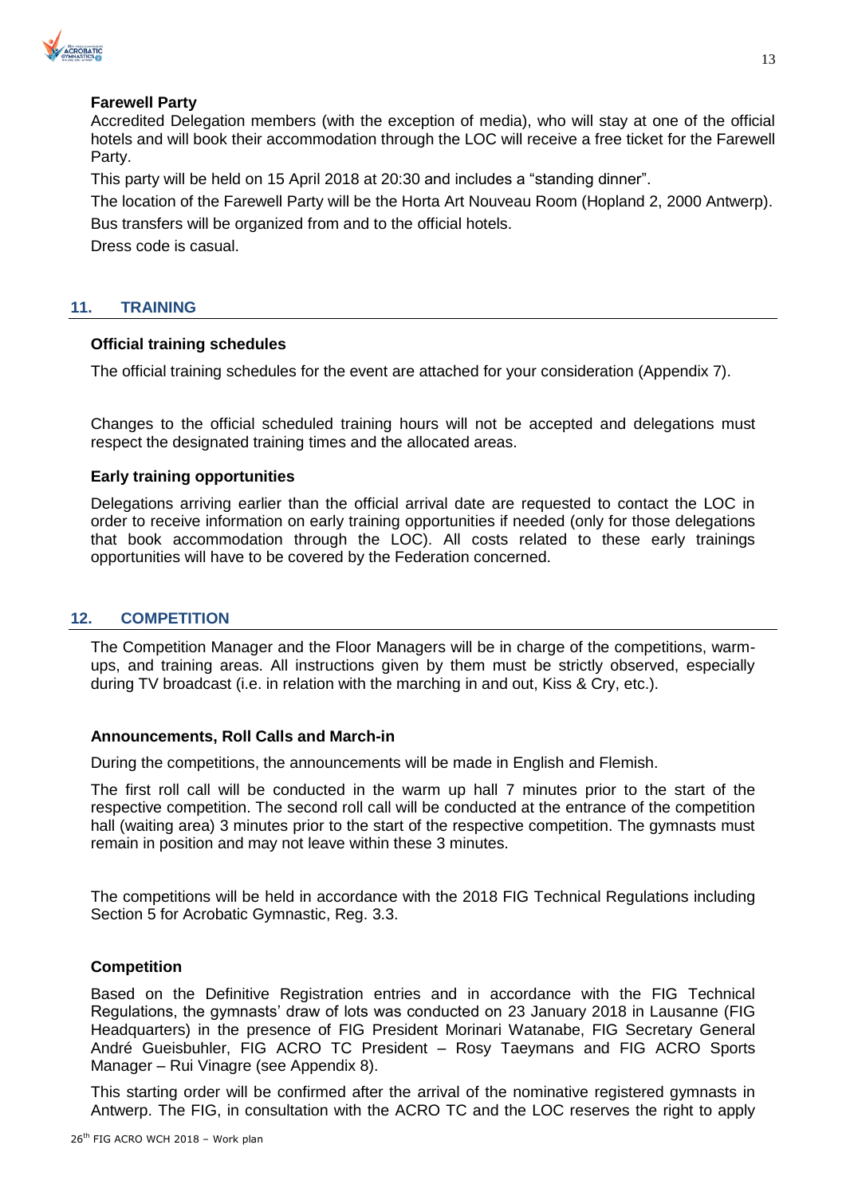**Farewell Party**

Accredited Delegation members (with the exception of media), who will stay at one of the official hotels and will book their accommodation through the LOC will receive a free ticket for the Farewell Party.

This party will be held on 15 April 2018 at 20:30 and includes a "standing dinner".

The location of the Farewell Party will be the Horta Art Nouveau Room (Hopland 2, 2000 Antwerp).

Bus transfers will be organized from and to the official hotels.

Dress code is casual.

## 11. TRAINING

**Official training schedules**

The official training schedules for the event are attached for your consideration (Appendix 7).

Changes to the official scheduled training hours will not be accepted and delegations must respect the designated training times and the allocated areas.

**Early training opportunities**

Delegations arriving earlier than the official arrival date are requested to contact the LOC in order to receive information on early training opportunities if needed (only for those delegations that book accommodation through the LOC). All costs related to these early trainings opportunities will have to be covered by the Federation concerned.

## 12. COMPETITION

The Competition Manager and the Floor Managers will be in charge of the competitions, warm-ups, and training areas. All instructions given by them must be strictly observed, especially during TV broadcast (i.e. in relation with the marching in and out, Kiss & Cry, etc.).

**Announcements, Roll Calls and March-in**

During the competitions, the announcements will be made in English and Flemish.

The first roll call will be conducted in the warm up hall 7 minutes prior to the start of the respective competition. The second roll call will be conducted at the entrance of the competition hall (waiting area) 3 minutes prior to the start of the respective competition. The gymnasts must remain in position and may not leave within these 3 minutes.

The competitions will be held in accordance with the 2018 FIG Technical Regulations including Section 5 for Acrobatic Gymnastic, Reg. 3.3.

**Competition**

Based on the Definitive Registration entries and in accordance with the FIG Technical Regulations, the gymnasts' draw of lots was conducted on 23 January 2018 in Lausanne (FIG Headquarters) in the presence of FIG President Morinari Watanabe, FIG Secretary General André Gueisbuhler, FIG ACRO TC President – Rosy Taeymans and FIG ACRO Sports Manager – Rui Vinagre (see Appendix 8).

This starting order will be confirmed after the arrival of the nominative registered gymnasts in Antwerp. The FIG, in consultation with the ACRO TC and the LOC reserves the right to apply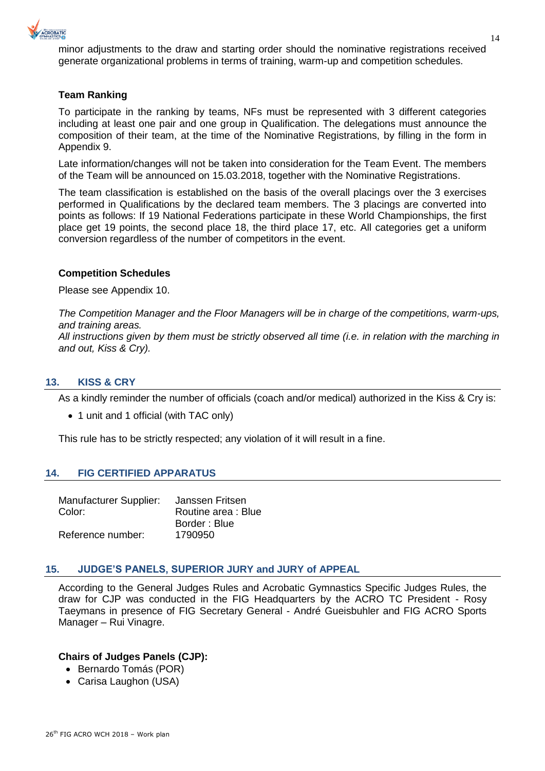minor adjustments to the draw and starting order should the nominative registrations received generate organizational problems in terms of training, warm-up and competition schedules.

**Team Ranking**

To participate in the ranking by teams, NFs must be represented with 3 different categories including at least one pair and one group in Qualification. The delegations must announce the composition of their team, at the time of the Nominative Registrations, by filling in the form in Appendix 9.

Late information/changes will not be taken into consideration for the Team Event. The members of the Team will be announced on 15.03.2018, together with the Nominative Registrations.

The team classification is established on the basis of the overall placings over the 3 exercises performed in Qualifications by the declared team members. The 3 placings are converted into points as follows: If 19 National Federations participate in these World Championships, the first place get 19 points, the second place 18, the third place 17, etc. All categories get a uniform conversion regardless of the number of competitors in the event.

**Competition Schedules**

Please see Appendix 10.

*The Competition Manager and the Floor Managers will be in charge of the competitions, warm-ups, and training areas.*
*All instructions given by them must be strictly observed all time (i.e. in relation with the marching in and out, Kiss & Cry).*

## 13. KISS & CRY

As a kindly reminder the number of officials (coach and/or medical) authorized in the Kiss & Cry is:

- 1 unit and 1 official (with TAC only)

This rule has to be strictly respected; any violation of it will result in a fine.

## 14. FIG CERTIFIED APPARATUS

| | |
|---|---|
| Manufacturer Supplier: | Janssen Fritsen |
| Color: | Routine area : Blue<br>Border : Blue |
| Reference number: | 1790950 |

## 15. JUDGE'S PANELS, SUPERIOR JURY and JURY of APPEAL

According to the General Judges Rules and Acrobatic Gymnastics Specific Judges Rules, the draw for CJP was conducted in the FIG Headquarters by the ACRO TC President - Rosy Taeymans in presence of FIG Secretary General - André Gueisbuhler and FIG ACRO Sports Manager – Rui Vinagre.

**Chairs of Judges Panels (CJP):**

- Bernardo Tomás (POR)
- Carisa Laughon (USA)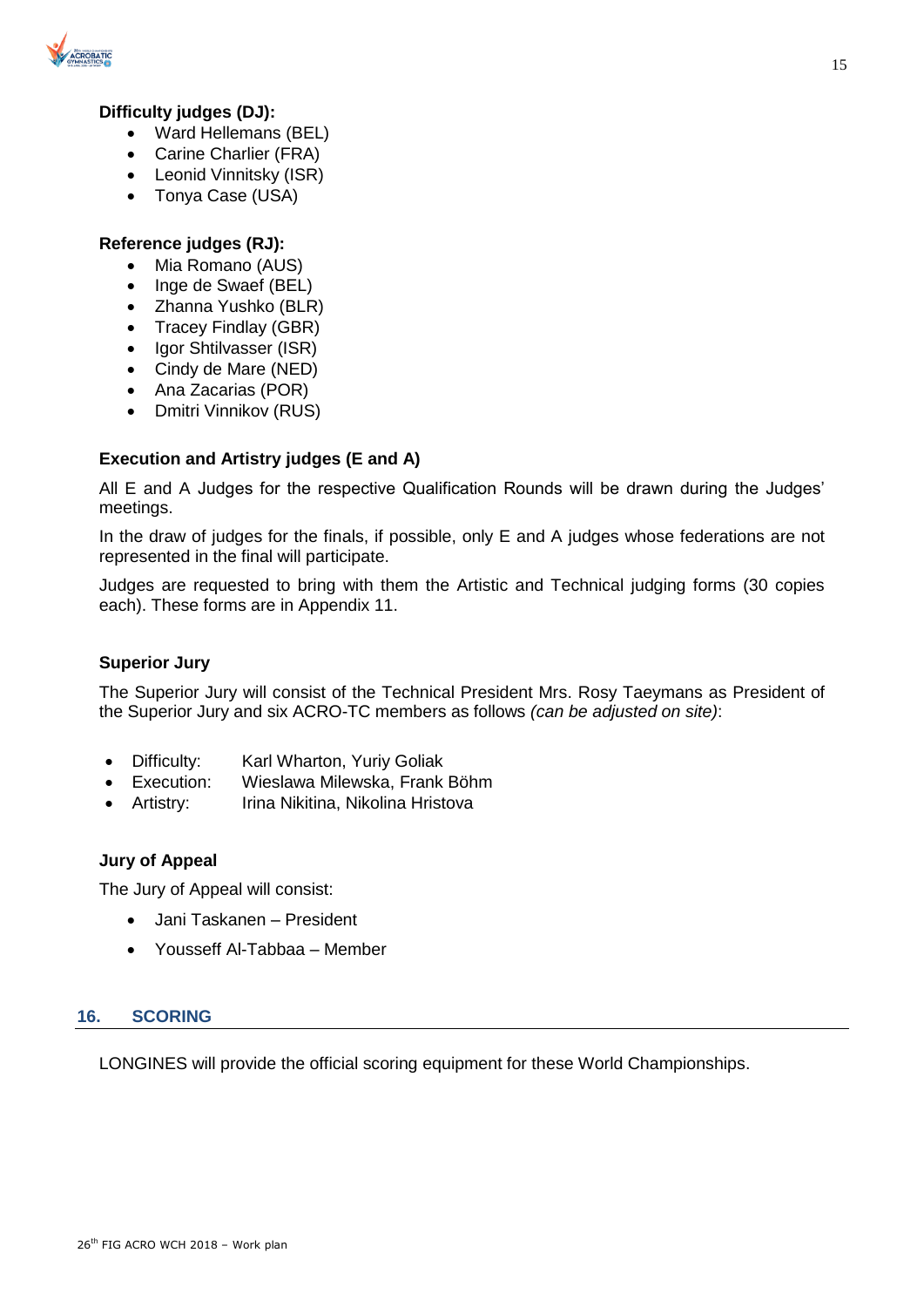**Difficulty judges (DJ):**

- Ward Hellemans (BEL)
- Carine Charlier (FRA)
- Leonid Vinnitsky (ISR)
- Tonya Case (USA)

**Reference judges (RJ):**

- Mia Romano (AUS)
- Inge de Swaef (BEL)
- Zhanna Yushko (BLR)
- Tracey Findlay (GBR)
- Igor Shtilvasser (ISR)
- Cindy de Mare (NED)
- Ana Zacarias (POR)
- Dmitri Vinnikov (RUS)

**Execution and Artistry judges (E and A)**

All E and A Judges for the respective Qualification Rounds will be drawn during the Judges' meetings.

In the draw of judges for the finals, if possible, only E and A judges whose federations are not represented in the final will participate.

Judges are requested to bring with them the Artistic and Technical judging forms (30 copies each). These forms are in Appendix 11.

**Superior Jury**

The Superior Jury will consist of the Technical President Mrs. Rosy Taeymans as President of the Superior Jury and six ACRO-TC members as follows *(can be adjusted on site)*:

- Difficulty: Karl Wharton, Yuriy Goliak
- Execution: Wieslawa Milewska, Frank Böhm
- Artistry: Irina Nikitina, Nikolina Hristova

**Jury of Appeal**

The Jury of Appeal will consist:

- Jani Taskanen – President
- Yousseff Al-Tabbaa – Member

## 16. SCORING

LONGINES will provide the official scoring equipment for these World Championships.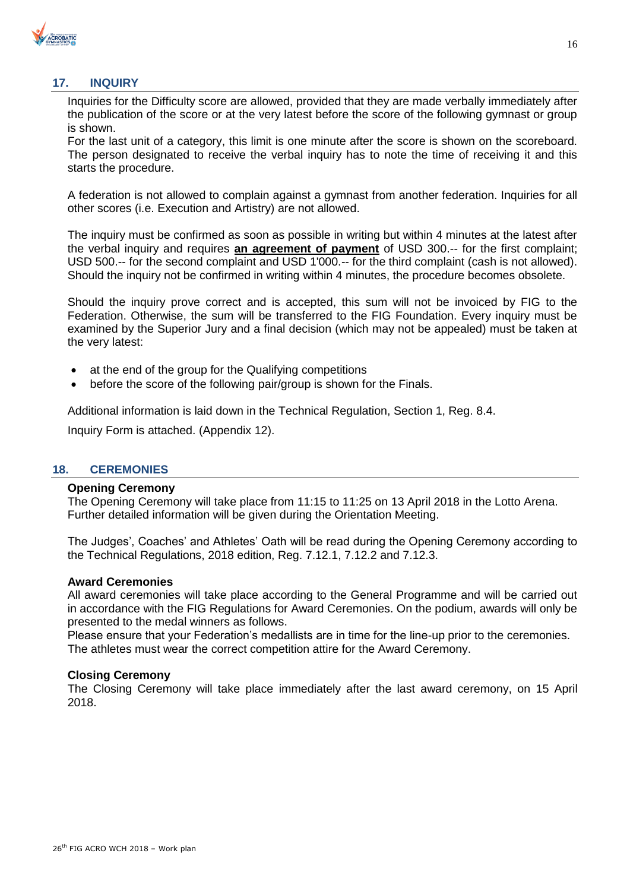## 17. INQUIRY

Inquiries for the Difficulty score are allowed, provided that they are made verbally immediately after the publication of the score or at the very latest before the score of the following gymnast or group is shown.
For the last unit of a category, this limit is one minute after the score is shown on the scoreboard. The person designated to receive the verbal inquiry has to note the time of receiving it and this starts the procedure.

A federation is not allowed to complain against a gymnast from another federation. Inquiries for all other scores (i.e. Execution and Artistry) are not allowed.

The inquiry must be confirmed as soon as possible in writing but within 4 minutes at the latest after the verbal inquiry and requires **an agreement of payment** of USD 300.-- for the first complaint; USD 500.-- for the second complaint and USD 1'000.-- for the third complaint (cash is not allowed). Should the inquiry not be confirmed in writing within 4 minutes, the procedure becomes obsolete.

Should the inquiry prove correct and is accepted, this sum will not be invoiced by FIG to the Federation. Otherwise, the sum will be transferred to the FIG Foundation. Every inquiry must be examined by the Superior Jury and a final decision (which may not be appealed) must be taken at the very latest:

- at the end of the group for the Qualifying competitions
- before the score of the following pair/group is shown for the Finals.

Additional information is laid down in the Technical Regulation, Section 1, Reg. 8.4.

Inquiry Form is attached. (Appendix 12).

## 18. CEREMONIES

**Opening Ceremony**
The Opening Ceremony will take place from 11:15 to 11:25 on 13 April 2018 in the Lotto Arena. Further detailed information will be given during the Orientation Meeting.

The Judges', Coaches' and Athletes' Oath will be read during the Opening Ceremony according to the Technical Regulations, 2018 edition, Reg. 7.12.1, 7.12.2 and 7.12.3.

**Award Ceremonies**
All award ceremonies will take place according to the General Programme and will be carried out in accordance with the FIG Regulations for Award Ceremonies. On the podium, awards will only be presented to the medal winners as follows.
Please ensure that your Federation's medallists are in time for the line-up prior to the ceremonies. The athletes must wear the correct competition attire for the Award Ceremony.

**Closing Ceremony**
The Closing Ceremony will take place immediately after the last award ceremony, on 15 April 2018.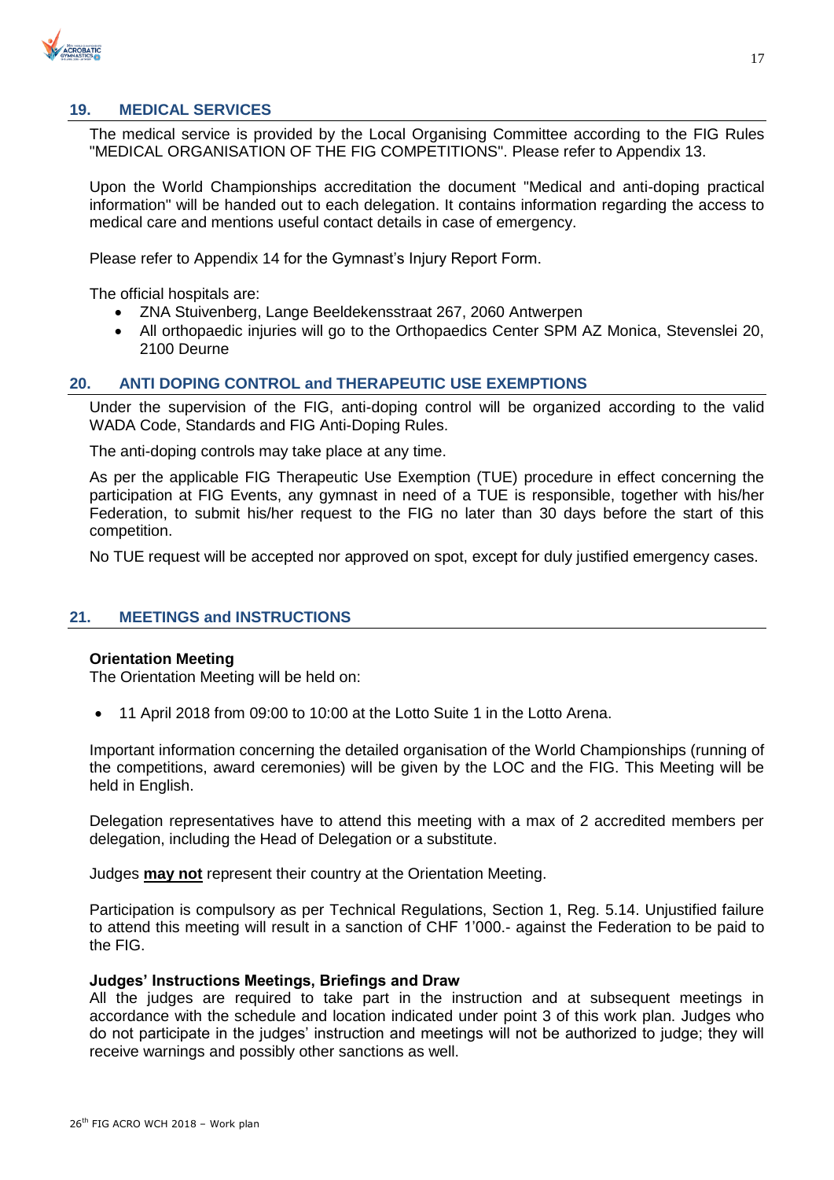## 19. MEDICAL SERVICES

The medical service is provided by the Local Organising Committee according to the FIG Rules "MEDICAL ORGANISATION OF THE FIG COMPETITIONS". Please refer to Appendix 13.

Upon the World Championships accreditation the document "Medical and anti-doping practical information" will be handed out to each delegation. It contains information regarding the access to medical care and mentions useful contact details in case of emergency.

Please refer to Appendix 14 for the Gymnast's Injury Report Form.

The official hospitals are:

- ZNA Stuivenberg, Lange Beeldekensstraat 267, 2060 Antwerpen
- All orthopaedic injuries will go to the Orthopaedics Center SPM AZ Monica, Stevenslei 20, 2100 Deurne

## 20. ANTI DOPING CONTROL and THERAPEUTIC USE EXEMPTIONS

Under the supervision of the FIG, anti-doping control will be organized according to the valid WADA Code, Standards and FIG Anti-Doping Rules.

The anti-doping controls may take place at any time.

As per the applicable FIG Therapeutic Use Exemption (TUE) procedure in effect concerning the participation at FIG Events, any gymnast in need of a TUE is responsible, together with his/her Federation, to submit his/her request to the FIG no later than 30 days before the start of this competition.

No TUE request will be accepted nor approved on spot, except for duly justified emergency cases.

## 21. MEETINGS and INSTRUCTIONS

**Orientation Meeting**

The Orientation Meeting will be held on:

- 11 April 2018 from 09:00 to 10:00 at the Lotto Suite 1 in the Lotto Arena.

Important information concerning the detailed organisation of the World Championships (running of the competitions, award ceremonies) will be given by the LOC and the FIG. This Meeting will be held in English.

Delegation representatives have to attend this meeting with a max of 2 accredited members per delegation, including the Head of Delegation or a substitute.

Judges **may not** represent their country at the Orientation Meeting.

Participation is compulsory as per Technical Regulations, Section 1, Reg. 5.14. Unjustified failure to attend this meeting will result in a sanction of CHF 1'000.- against the Federation to be paid to the FIG.

**Judges' Instructions Meetings, Briefings and Draw**

All the judges are required to take part in the instruction and at subsequent meetings in accordance with the schedule and location indicated under point 3 of this work plan. Judges who do not participate in the judges' instruction and meetings will not be authorized to judge; they will receive warnings and possibly other sanctions as well.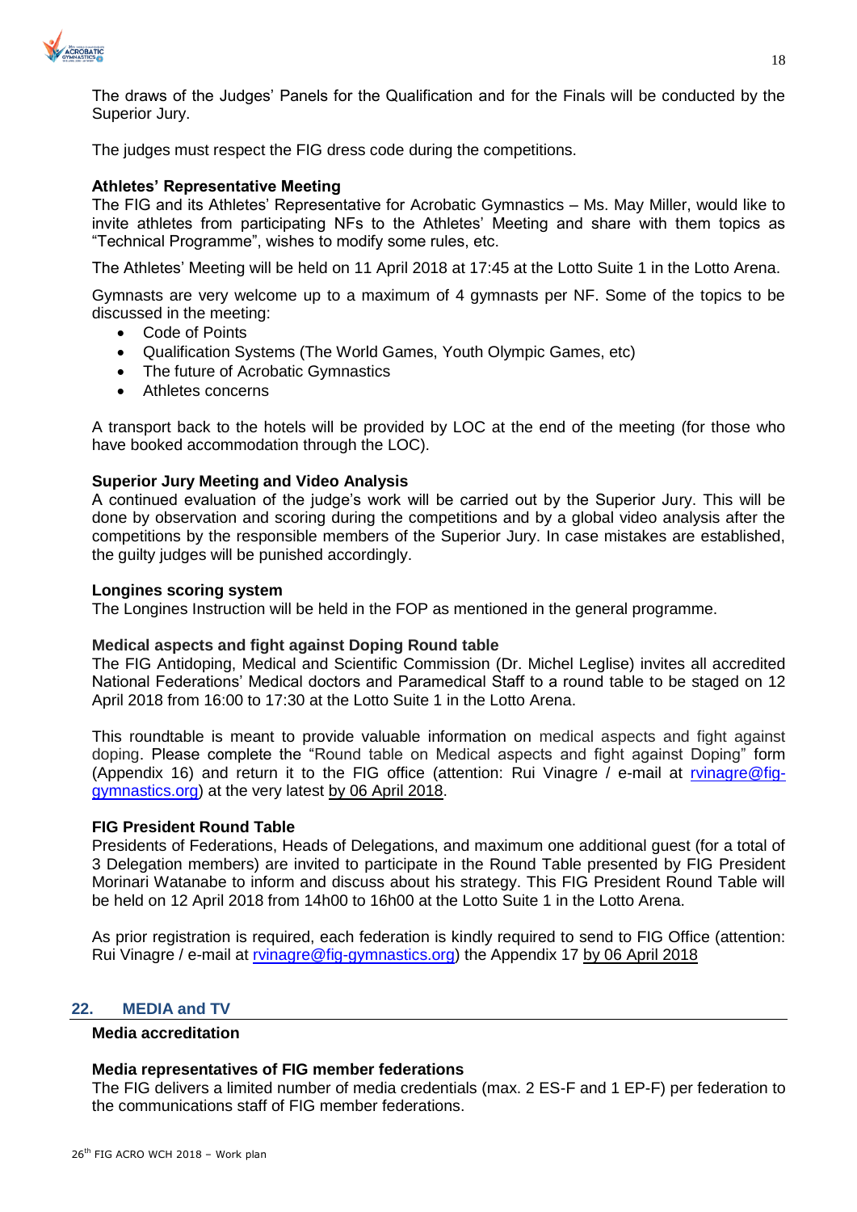The draws of the Judges' Panels for the Qualification and for the Finals will be conducted by the Superior Jury.

The judges must respect the FIG dress code during the competitions.

**Athletes' Representative Meeting**
The FIG and its Athletes' Representative for Acrobatic Gymnastics – Ms. May Miller, would like to invite athletes from participating NFs to the Athletes' Meeting and share with them topics as "Technical Programme", wishes to modify some rules, etc.

The Athletes' Meeting will be held on 11 April 2018 at 17:45 at the Lotto Suite 1 in the Lotto Arena.

Gymnasts are very welcome up to a maximum of 4 gymnasts per NF. Some of the topics to be discussed in the meeting:

- Code of Points
- Qualification Systems (The World Games, Youth Olympic Games, etc)
- The future of Acrobatic Gymnastics
- Athletes concerns

A transport back to the hotels will be provided by LOC at the end of the meeting (for those who have booked accommodation through the LOC).

**Superior Jury Meeting and Video Analysis**
A continued evaluation of the judge's work will be carried out by the Superior Jury. This will be done by observation and scoring during the competitions and by a global video analysis after the competitions by the responsible members of the Superior Jury. In case mistakes are established, the guilty judges will be punished accordingly.

**Longines scoring system**
The Longines Instruction will be held in the FOP as mentioned in the general programme.

**Medical aspects and fight against Doping Round table**
The FIG Antidoping, Medical and Scientific Commission (Dr. Michel Leglise) invites all accredited National Federations' Medical doctors and Paramedical Staff to a round table to be staged on 12 April 2018 from 16:00 to 17:30 at the Lotto Suite 1 in the Lotto Arena.

This roundtable is meant to provide valuable information on medical aspects and fight against doping. Please complete the "Round table on Medical aspects and fight against Doping" form (Appendix 16) and return it to the FIG office (attention: Rui Vinagre / e-mail at rvinagre@fig-gymnastics.org) at the very latest by 06 April 2018.

**FIG President Round Table**
Presidents of Federations, Heads of Delegations, and maximum one additional guest (for a total of 3 Delegation members) are invited to participate in the Round Table presented by FIG President Morinari Watanabe to inform and discuss about his strategy. This FIG President Round Table will be held on 12 April 2018 from 14h00 to 16h00 at the Lotto Suite 1 in the Lotto Arena.

As prior registration is required, each federation is kindly required to send to FIG Office (attention: Rui Vinagre / e-mail at rvinagre@fig-gymnastics.org) the Appendix 17 by 06 April 2018

## 22. MEDIA and TV

**Media accreditation**

**Media representatives of FIG member federations**
The FIG delivers a limited number of media credentials (max. 2 ES-F and 1 EP-F) per federation to the communications staff of FIG member federations.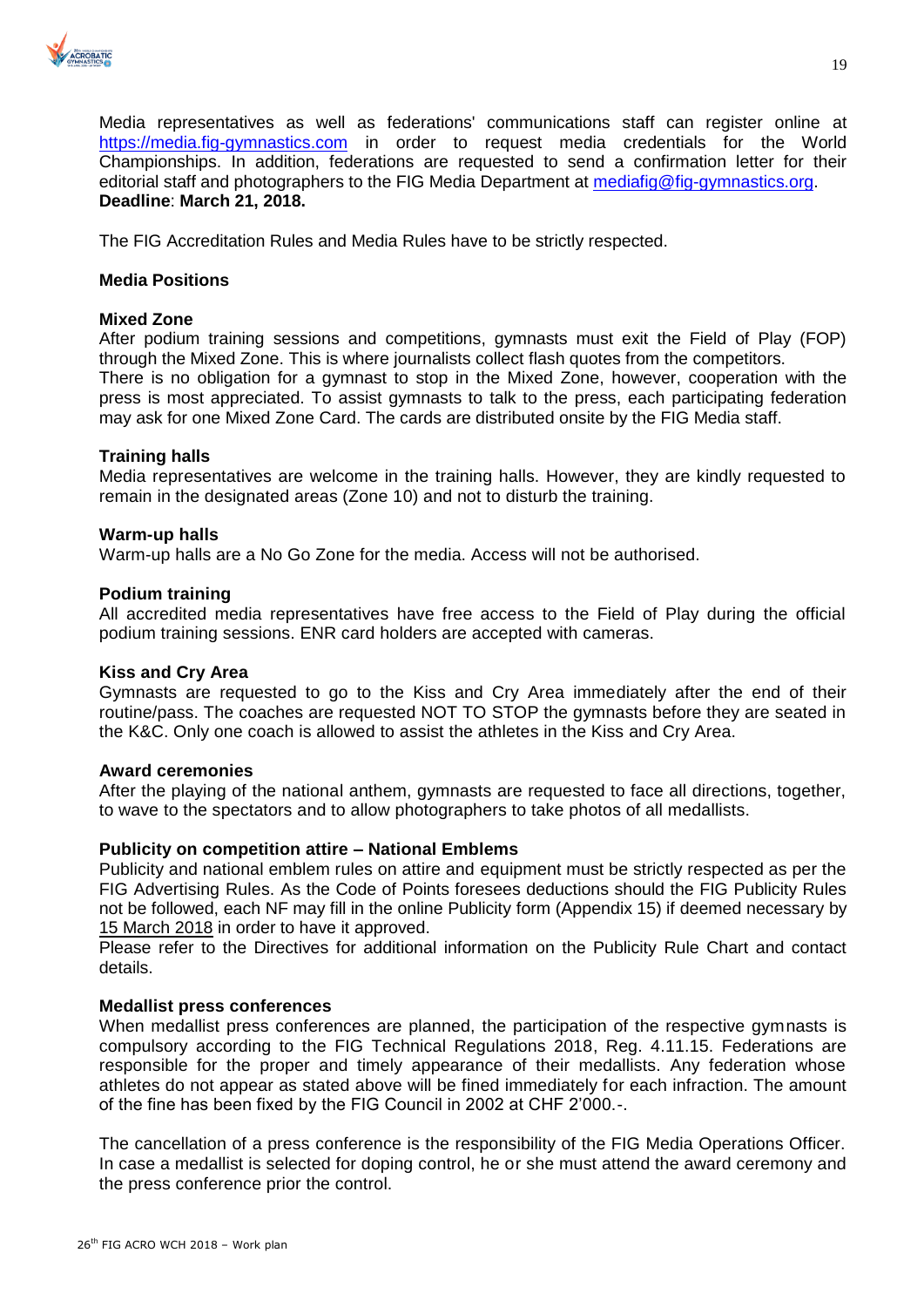Media representatives as well as federations' communications staff can register online at https://media.fig-gymnastics.com in order to request media credentials for the World Championships. In addition, federations are requested to send a confirmation letter for their editorial staff and photographers to the FIG Media Department at mediafig@fig-gymnastics.org. **Deadline**: **March 21, 2018.**

The FIG Accreditation Rules and Media Rules have to be strictly respected.

**Media Positions**

**Mixed Zone**

After podium training sessions and competitions, gymnasts must exit the Field of Play (FOP) through the Mixed Zone. This is where journalists collect flash quotes from the competitors.
There is no obligation for a gymnast to stop in the Mixed Zone, however, cooperation with the press is most appreciated. To assist gymnasts to talk to the press, each participating federation may ask for one Mixed Zone Card. The cards are distributed onsite by the FIG Media staff.

**Training halls**

Media representatives are welcome in the training halls. However, they are kindly requested to remain in the designated areas (Zone 10) and not to disturb the training.

**Warm-up halls**

Warm-up halls are a No Go Zone for the media. Access will not be authorised.

**Podium training**

All accredited media representatives have free access to the Field of Play during the official podium training sessions. ENR card holders are accepted with cameras.

**Kiss and Cry Area**

Gymnasts are requested to go to the Kiss and Cry Area immediately after the end of their routine/pass. The coaches are requested NOT TO STOP the gymnasts before they are seated in the K&C. Only one coach is allowed to assist the athletes in the Kiss and Cry Area.

**Award ceremonies**

After the playing of the national anthem, gymnasts are requested to face all directions, together, to wave to the spectators and to allow photographers to take photos of all medallists.

**Publicity on competition attire – National Emblems**

Publicity and national emblem rules on attire and equipment must be strictly respected as per the FIG Advertising Rules. As the Code of Points foresees deductions should the FIG Publicity Rules not be followed, each NF may fill in the online Publicity form (Appendix 15) if deemed necessary by 15 March 2018 in order to have it approved.
Please refer to the Directives for additional information on the Publicity Rule Chart and contact details.

**Medallist press conferences**

When medallist press conferences are planned, the participation of the respective gymnasts is compulsory according to the FIG Technical Regulations 2018, Reg. 4.11.15. Federations are responsible for the proper and timely appearance of their medallists. Any federation whose athletes do not appear as stated above will be fined immediately for each infraction. The amount of the fine has been fixed by the FIG Council in 2002 at CHF 2'000.-.

The cancellation of a press conference is the responsibility of the FIG Media Operations Officer. In case a medallist is selected for doping control, he or she must attend the award ceremony and the press conference prior the control.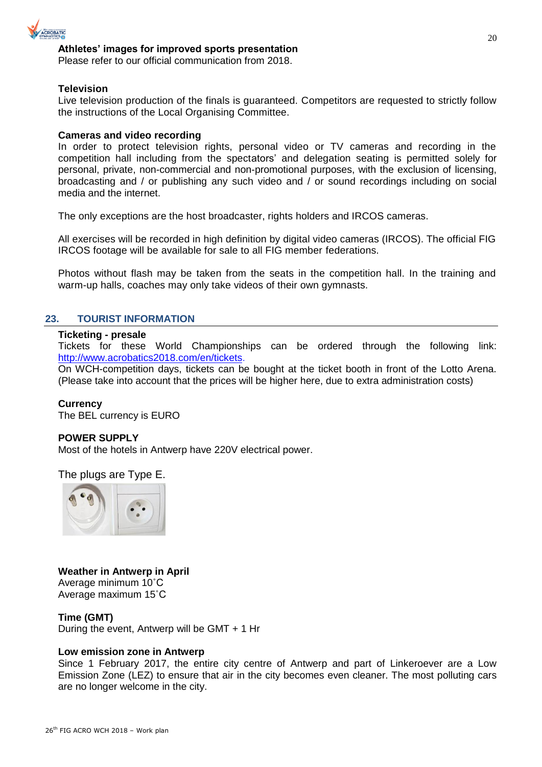**Athletes' images for improved sports presentation**

Please refer to our official communication from 2018.

**Television**

Live television production of the finals is guaranteed. Competitors are requested to strictly follow the instructions of the Local Organising Committee.

**Cameras and video recording**

In order to protect television rights, personal video or TV cameras and recording in the competition hall including from the spectators' and delegation seating is permitted solely for personal, private, non-commercial and non-promotional purposes, with the exclusion of licensing, broadcasting and / or publishing any such video and / or sound recordings including on social media and the internet.

The only exceptions are the host broadcaster, rights holders and IRCOS cameras.

All exercises will be recorded in high definition by digital video cameras (IRCOS). The official FIG IRCOS footage will be available for sale to all FIG member federations.

Photos without flash may be taken from the seats in the competition hall. In the training and warm-up halls, coaches may only take videos of their own gymnasts.

## 23. TOURIST INFORMATION

**Ticketing - presale**

Tickets for these World Championships can be ordered through the following link: http://www.acrobatics2018.com/en/tickets.

On WCH-competition days, tickets can be bought at the ticket booth in front of the Lotto Arena. (Please take into account that the prices will be higher here, due to extra administration costs)

**Currency**

The BEL currency is EURO

**POWER SUPPLY**

Most of the hotels in Antwerp have 220V electrical power.

The plugs are Type E.

**Weather in Antwerp in April**

Average minimum 10˚C

Average maximum 15˚C

**Time (GMT)**

During the event, Antwerp will be GMT + 1 Hr

**Low emission zone in Antwerp**

Since 1 February 2017, the entire city centre of Antwerp and part of Linkeroever are a Low Emission Zone (LEZ) to ensure that air in the city becomes even cleaner. The most polluting cars are no longer welcome in the city.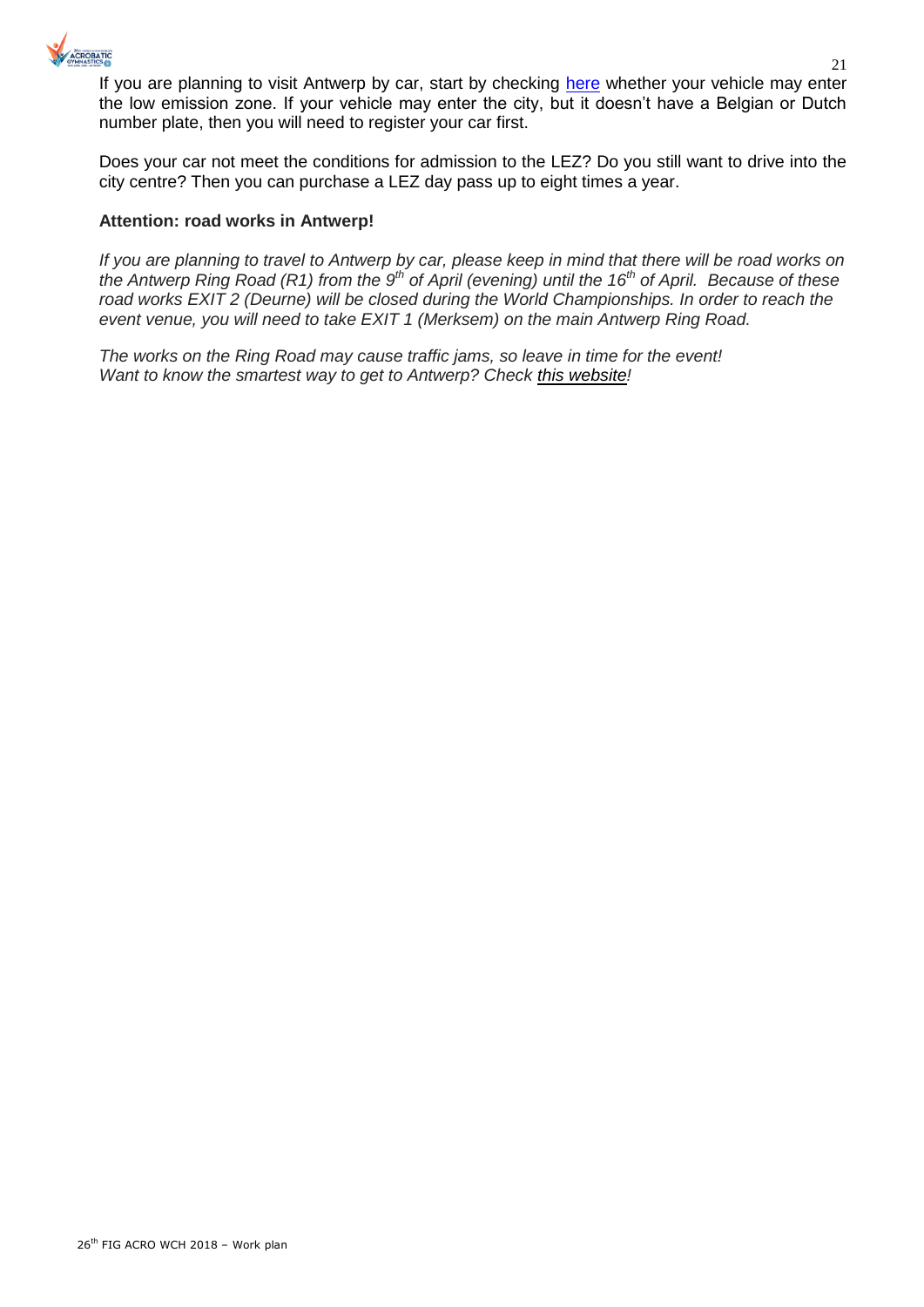If you are planning to visit Antwerp by car, start by checking here whether your vehicle may enter the low emission zone. If your vehicle may enter the city, but it doesn't have a Belgian or Dutch number plate, then you will need to register your car first.

Does your car not meet the conditions for admission to the LEZ? Do you still want to drive into the city centre? Then you can purchase a LEZ day pass up to eight times a year.

**Attention: road works in Antwerp!**

*If you are planning to travel to Antwerp by car, please keep in mind that there will be road works on the Antwerp Ring Road (R1) from the 9th of April (evening) until the 16th of April. Because of these road works EXIT 2 (Deurne) will be closed during the World Championships. In order to reach the event venue, you will need to take EXIT 1 (Merksem) on the main Antwerp Ring Road.*

*The works on the Ring Road may cause traffic jams, so leave in time for the event!*
*Want to know the smartest way to get to Antwerp? Check this website!*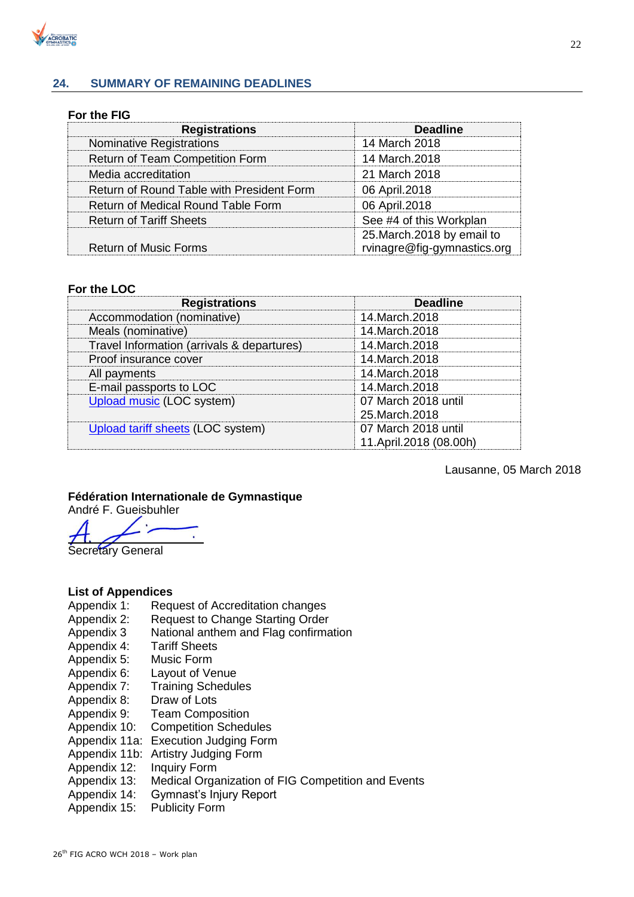## 24. SUMMARY OF REMAINING DEADLINES

**For the FIG**

| Registrations | Deadline |
|---|---|
| Nominative Registrations | 14 March 2018 |
| Return of Team Competition Form | 14 March.2018 |
| Media accreditation | 21 March 2018 |
| Return of Round Table with President Form | 06 April.2018 |
| Return of Medical Round Table Form | 06 April.2018 |
| Return of Tariff Sheets | See #4 of this Workplan |
| Return of Music Forms | 25.March.2018 by email to rvinagre@fig-gymnastics.org |

**For the LOC**

| Registrations | Deadline |
|---|---|
| Accommodation (nominative) | 14.March.2018 |
| Meals (nominative) | 14.March.2018 |
| Travel Information (arrivals & departures) | 14.March.2018 |
| Proof insurance cover | 14.March.2018 |
| All payments | 14.March.2018 |
| E-mail passports to LOC | 14.March.2018 |
| Upload music (LOC system) | 07 March 2018 until 25.March.2018 |
| Upload tariff sheets (LOC system) | 07 March 2018 until 11.April.2018 (08.00h) |

Lausanne, 05 March 2018

**Fédération Internationale de Gymnastique**
André F. Gueisbuhler

Secretary General

**List of Appendices**

Appendix 1: Request of Accreditation changes
Appendix 2: Request to Change Starting Order
Appendix 3 National anthem and Flag confirmation
Appendix 4: Tariff Sheets
Appendix 5: Music Form
Appendix 6: Layout of Venue
Appendix 7: Training Schedules
Appendix 8: Draw of Lots
Appendix 9: Team Composition
Appendix 10: Competition Schedules
Appendix 11a: Execution Judging Form
Appendix 11b: Artistry Judging Form
Appendix 12: Inquiry Form
Appendix 13: Medical Organization of FIG Competition and Events
Appendix 14: Gymnast's Injury Report
Appendix 15: Publicity Form